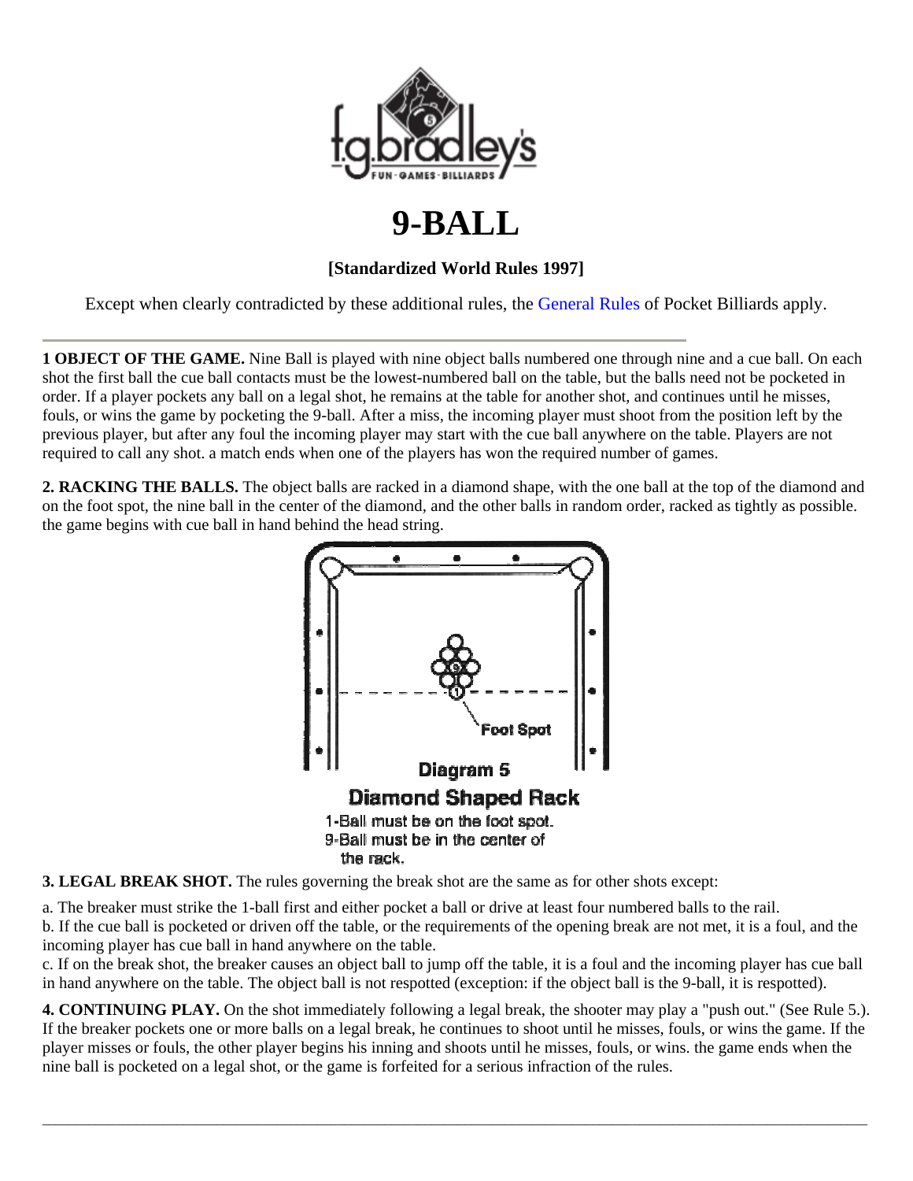# 9-BALL

**[Standardized World Rules 1997]**

Except when clearly contradicted by these additional rules, the General Rules of Pocket Billiards apply.

---

**1 OBJECT OF THE GAME.** Nine Ball is played with nine object balls numbered one through nine and a cue ball. On each shot the first ball the cue ball contacts must be the lowest-numbered ball on the table, but the balls need not be pocketed in order. If a player pockets any ball on a legal shot, he remains at the table for another shot, and continues until he misses, fouls, or wins the game by pocketing the 9-ball. After a miss, the incoming player must shoot from the position left by the previous player, but after any foul the incoming player may start with the cue ball anywhere on the table. Players are not required to call any shot. a match ends when one of the players has won the required number of games.

**2. RACKING THE BALLS.** The object balls are racked in a diamond shape, with the one ball at the top of the diamond and on the foot spot, the nine ball in the center of the diamond, and the other balls in random order, racked as tightly as possible. the game begins with cue ball in hand behind the head string.

Foot Spot

Diagram 5

Diamond Shaped Rack

1-Ball must be on the foot spot.
9-Ball must be in the center of the rack.

**3. LEGAL BREAK SHOT.** The rules governing the break shot are the same as for other shots except:

a. The breaker must strike the 1-ball first and either pocket a ball or drive at least four numbered balls to the rail.
b. If the cue ball is pocketed or driven off the table, or the requirements of the opening break are not met, it is a foul, and the incoming player has cue ball in hand anywhere on the table.
c. If on the break shot, the breaker causes an object ball to jump off the table, it is a foul and the incoming player has cue ball in hand anywhere on the table. The object ball is not respotted (exception: if the object ball is the 9-ball, it is respotted).

**4. CONTINUING PLAY.** On the shot immediately following a legal break, the shooter may play a "push out." (See Rule 5.). If the breaker pockets one or more balls on a legal break, he continues to shoot until he misses, fouls, or wins the game. If the player misses or fouls, the other player begins his inning and shoots until he misses, fouls, or wins. the game ends when the nine ball is pocketed on a legal shot, or the game is forfeited for a serious infraction of the rules.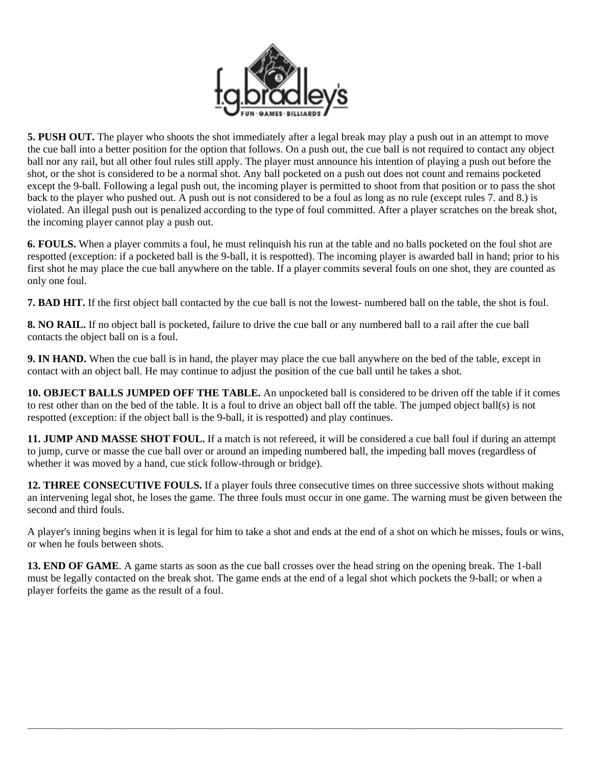**5. PUSH OUT.** The player who shoots the shot immediately after a legal break may play a push out in an attempt to move the cue ball into a better position for the option that follows. On a push out, the cue ball is not required to contact any object ball nor any rail, but all other foul rules still apply. The player must announce his intention of playing a push out before the shot, or the shot is considered to be a normal shot. Any ball pocketed on a push out does not count and remains pocketed except the 9-ball. Following a legal push out, the incoming player is permitted to shoot from that position or to pass the shot back to the player who pushed out. A push out is not considered to be a foul as long as no rule (except rules 7. and 8.) is violated. An illegal push out is penalized according to the type of foul committed. After a player scratches on the break shot, the incoming player cannot play a push out.

**6. FOULS.** When a player commits a foul, he must relinquish his run at the table and no balls pocketed on the foul shot are respotted (exception: if a pocketed ball is the 9-ball, it is respotted). The incoming player is awarded ball in hand; prior to his first shot he may place the cue ball anywhere on the table. If a player commits several fouls on one shot, they are counted as only one foul.

**7. BAD HIT.** If the first object ball contacted by the cue ball is not the lowest- numbered ball on the table, the shot is foul.

**8. NO RAIL.** If no object ball is pocketed, failure to drive the cue ball or any numbered ball to a rail after the cue ball contacts the object ball on is a foul.

**9. IN HAND.** When the cue ball is in hand, the player may place the cue ball anywhere on the bed of the table, except in contact with an object ball. He may continue to adjust the position of the cue ball until he takes a shot.

**10. OBJECT BALLS JUMPED OFF THE TABLE.** An unpocketed ball is considered to be driven off the table if it comes to rest other than on the bed of the table. It is a foul to drive an object ball off the table. The jumped object ball(s) is not respotted (exception: if the object ball is the 9-ball, it is respotted) and play continues.

**11. JUMP AND MASSE SHOT FOUL.** If a match is not refereed, it will be considered a cue ball foul if during an attempt to jump, curve or masse the cue ball over or around an impeding numbered ball, the impeding ball moves (regardless of whether it was moved by a hand, cue stick follow-through or bridge).

**12. THREE CONSECUTIVE FOULS.** If a player fouls three consecutive times on three successive shots without making an intervening legal shot, he loses the game. The three fouls must occur in one game. The warning must be given between the second and third fouls.

A player's inning begins when it is legal for him to take a shot and ends at the end of a shot on which he misses, fouls or wins, or when he fouls between shots.

**13. END OF GAME**. A game starts as soon as the cue ball crosses over the head string on the opening break. The 1-ball must be legally contacted on the break shot. The game ends at the end of a legal shot which pockets the 9-ball; or when a player forfeits the game as the result of a foul.